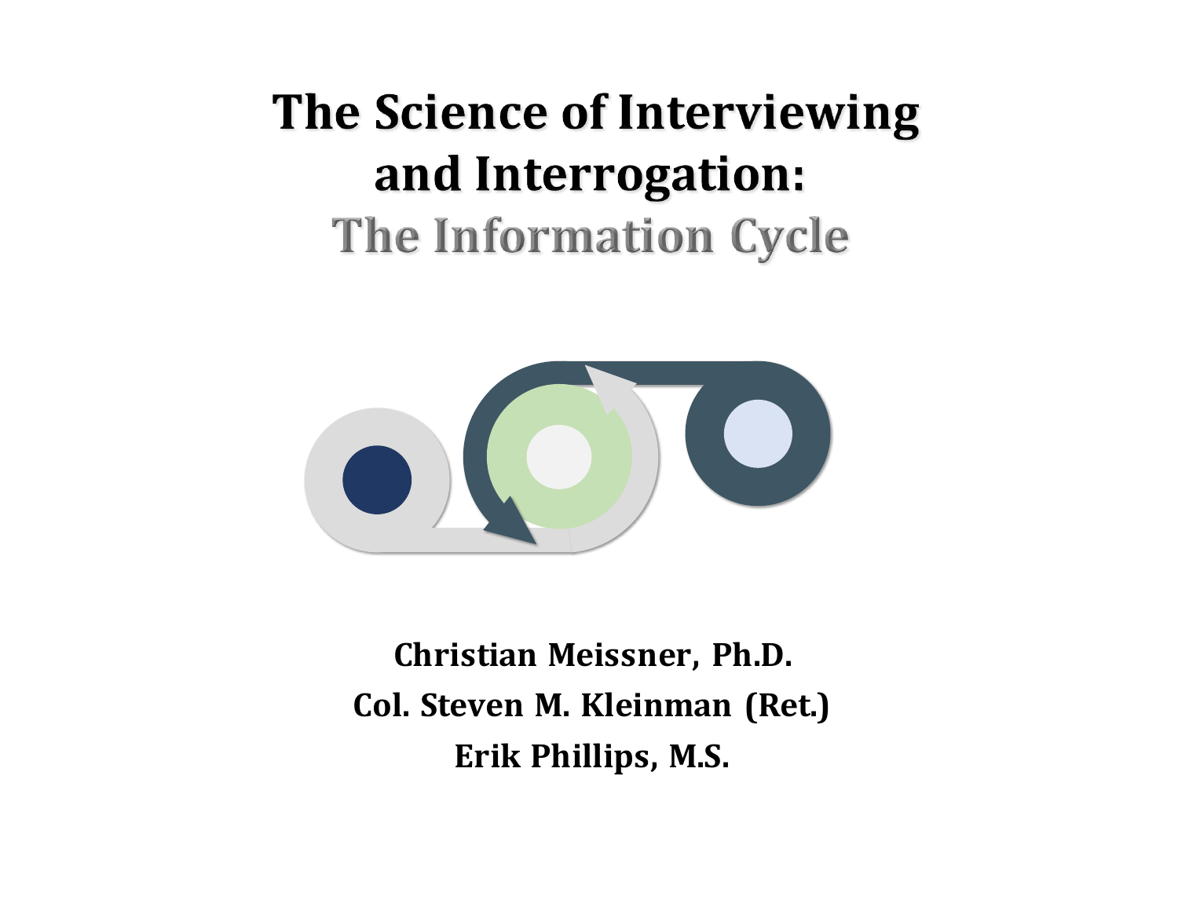# The Science of Interviewing and Interrogation:

## The Information Cycle

**Christian Meissner, Ph.D.**

**Col. Steven M. Kleinman (Ret.)**

**Erik Phillips, M.S.**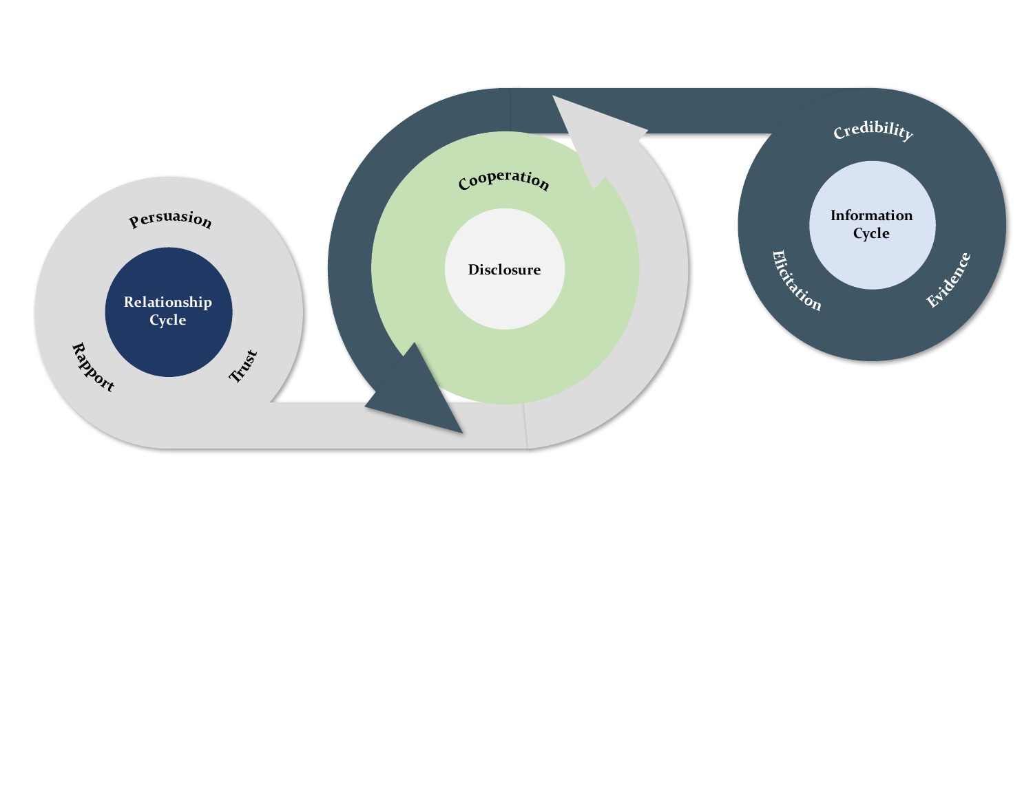Persuasion

Relationship Cycle

Rapport

Trust

Cooperation

Disclosure

Credibility

Information Cycle

Elicitation

Evidence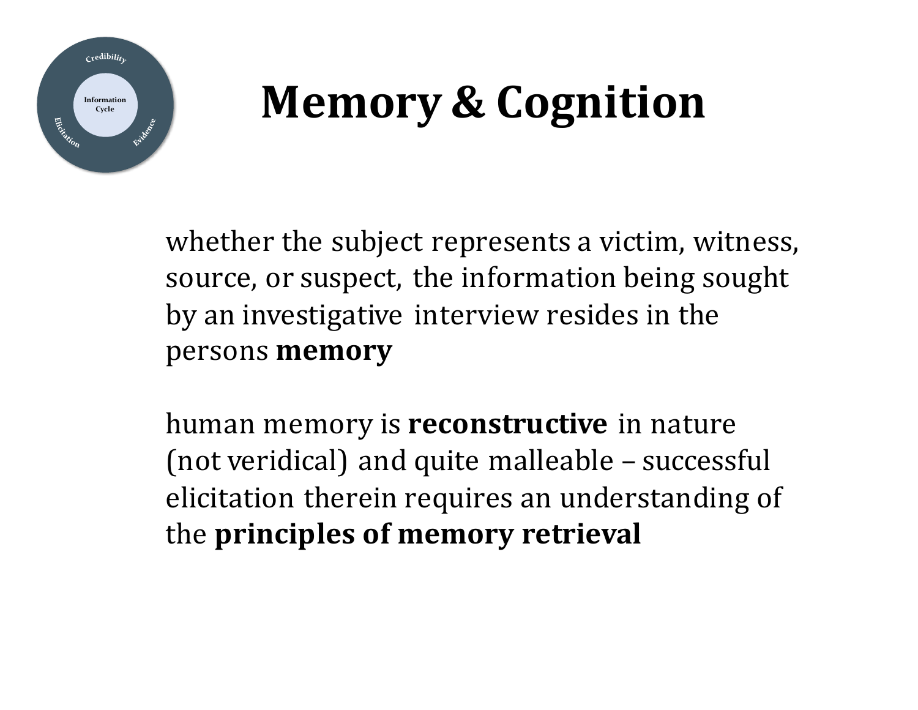# Memory & Cognition

whether the subject represents a victim, witness, source, or suspect, the information being sought by an investigative interview resides in the persons **memory**

human memory is **reconstructive** in nature (not veridical) and quite malleable – successful elicitation therein requires an understanding of the **principles of memory retrieval**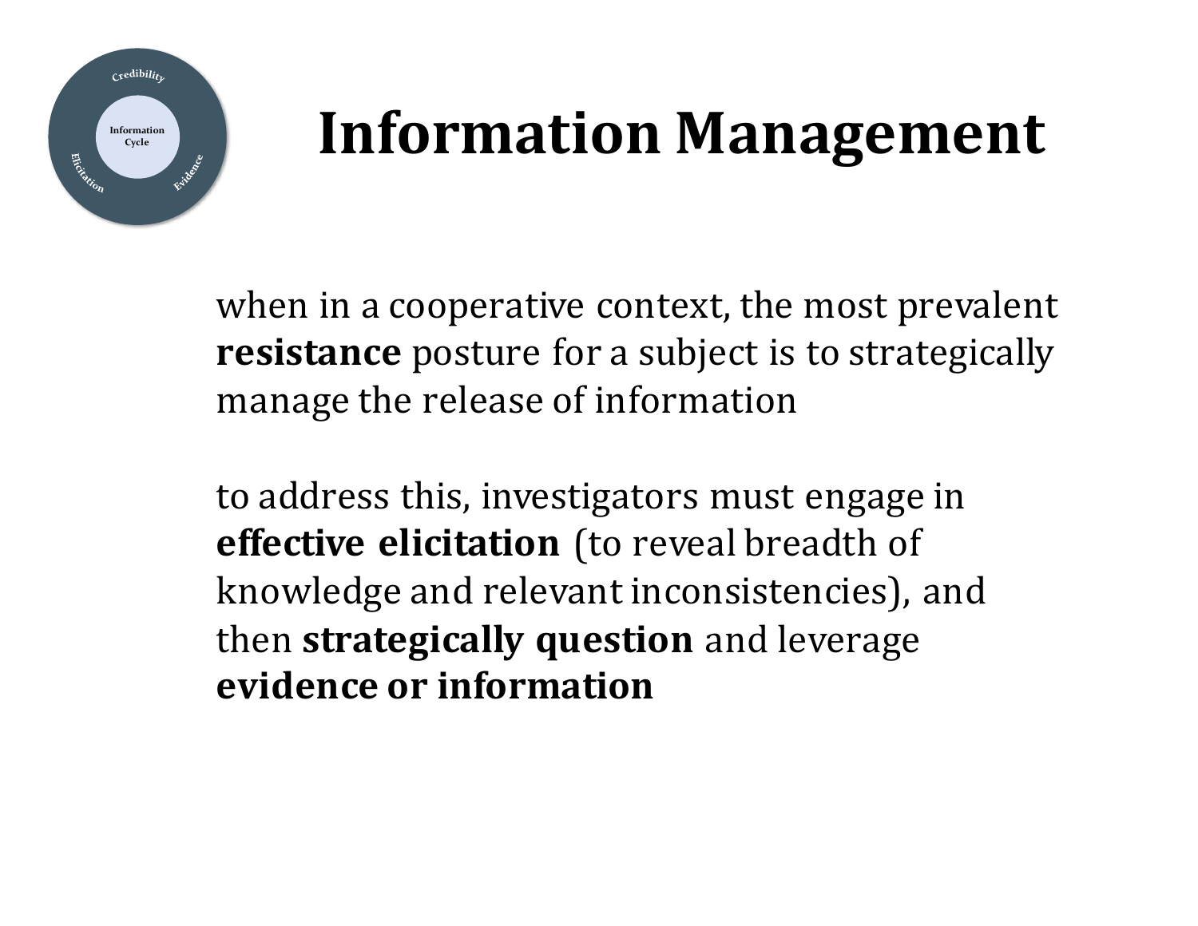# Information Management

when in a cooperative context, the most prevalent **resistance** posture for a subject is to strategically manage the release of information

to address this, investigators must engage in **effective elicitation** (to reveal breadth of knowledge and relevant inconsistencies), and then **strategically question** and leverage **evidence or information**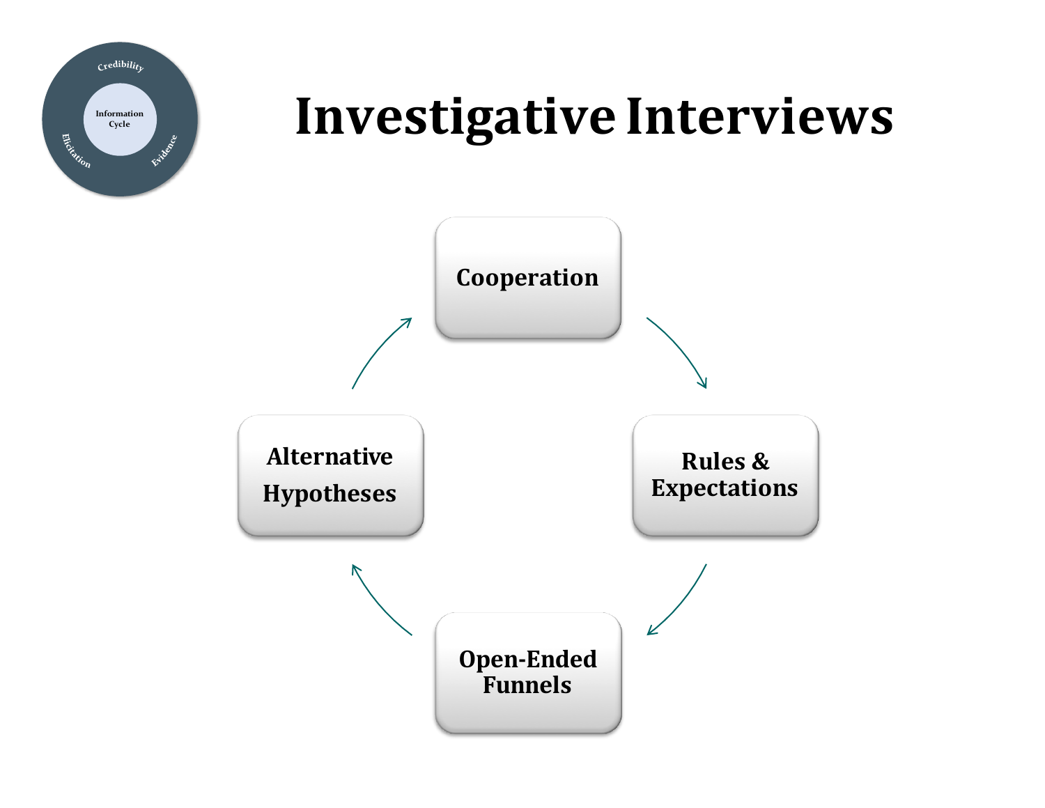# Investigative Interviews

Credibility

Information Cycle

Elicitation

Evidence

- Cooperation
- Rules & Expectations
- Open-Ended Funnels
- Alternative Hypotheses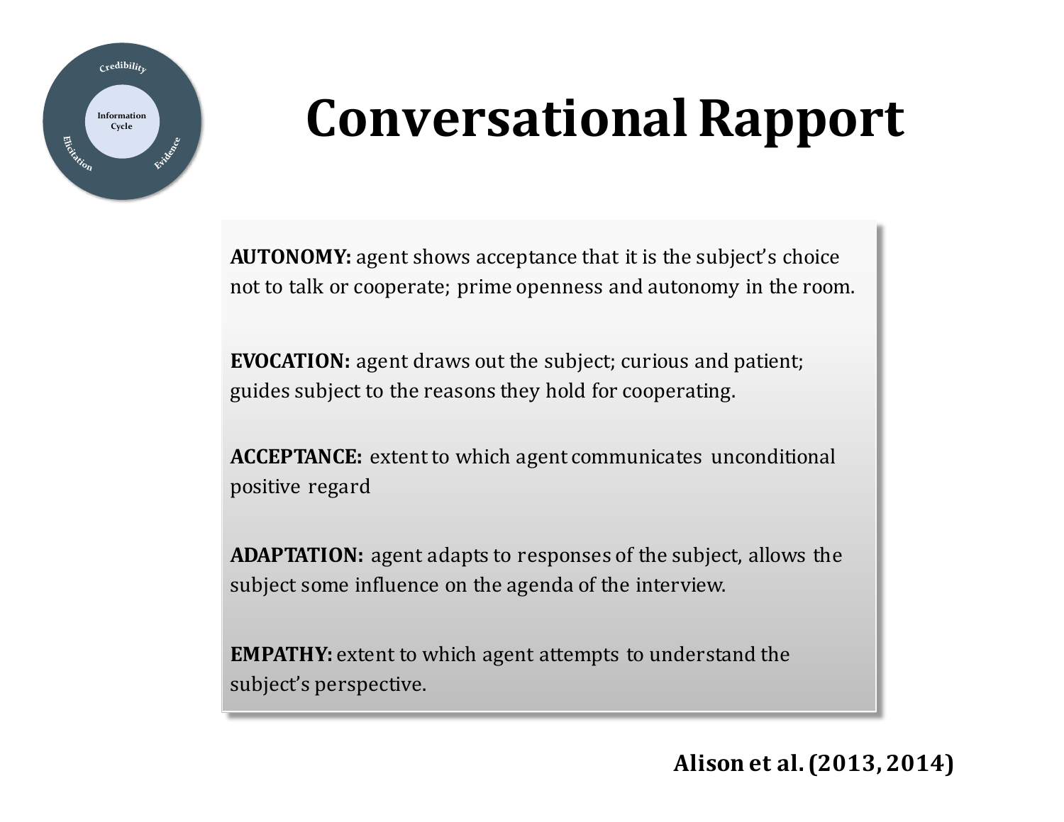# Conversational Rapport

**AUTONOMY:** agent shows acceptance that it is the subject's choice not to talk or cooperate; prime openness and autonomy in the room.

**EVOCATION:** agent draws out the subject; curious and patient; guides subject to the reasons they hold for cooperating.

**ACCEPTANCE:** extent to which agent communicates unconditional positive regard

**ADAPTATION:** agent adapts to responses of the subject, allows the subject some influence on the agenda of the interview.

**EMPATHY:** extent to which agent attempts to understand the subject's perspective.

**Alison et al. (2013, 2014)**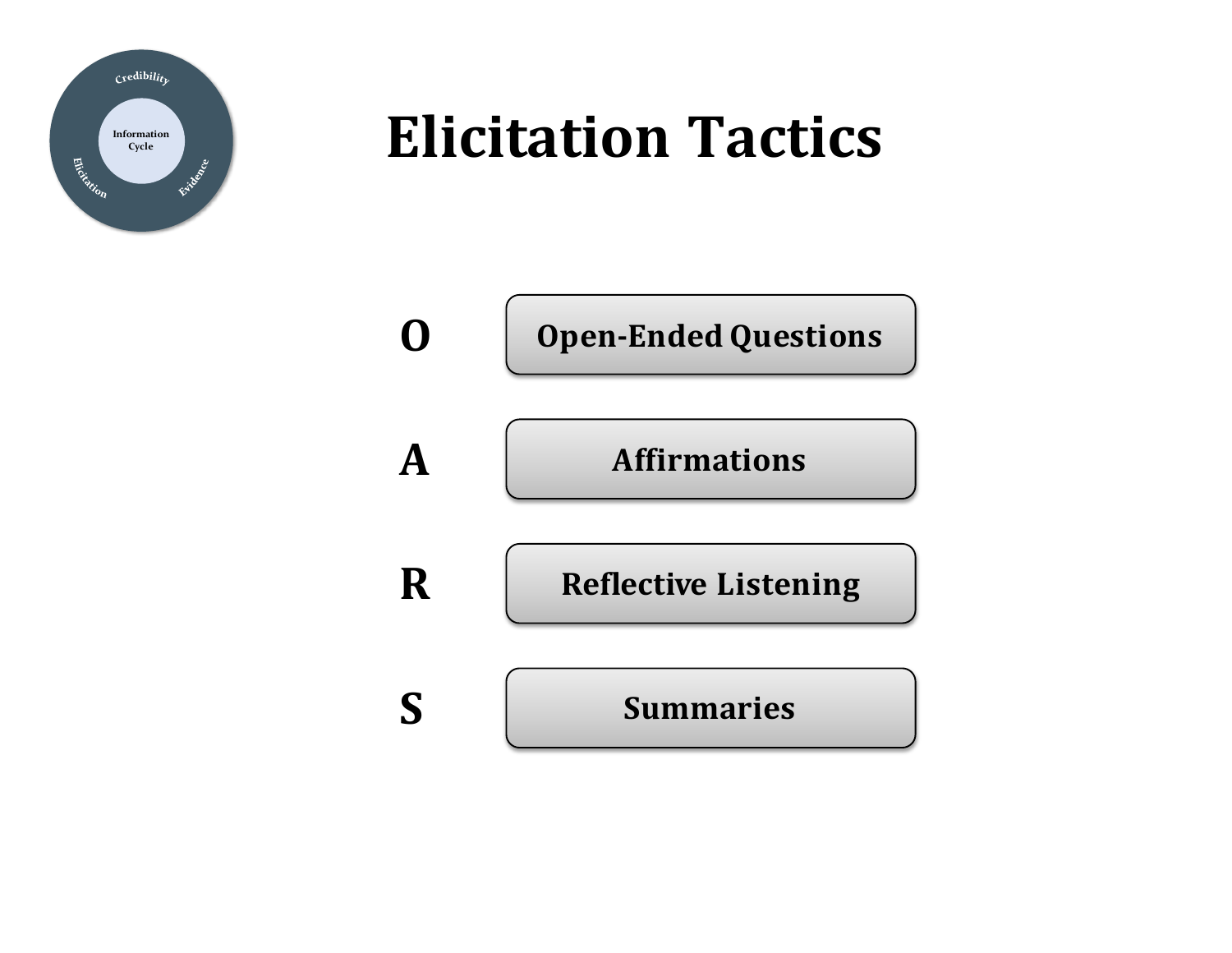# Elicitation Tactics

| | |
|---|---|
| **O** | **Open-Ended Questions** |
| **A** | **Affirmations** |
| **R** | **Reflective Listening** |
| **S** | **Summaries** |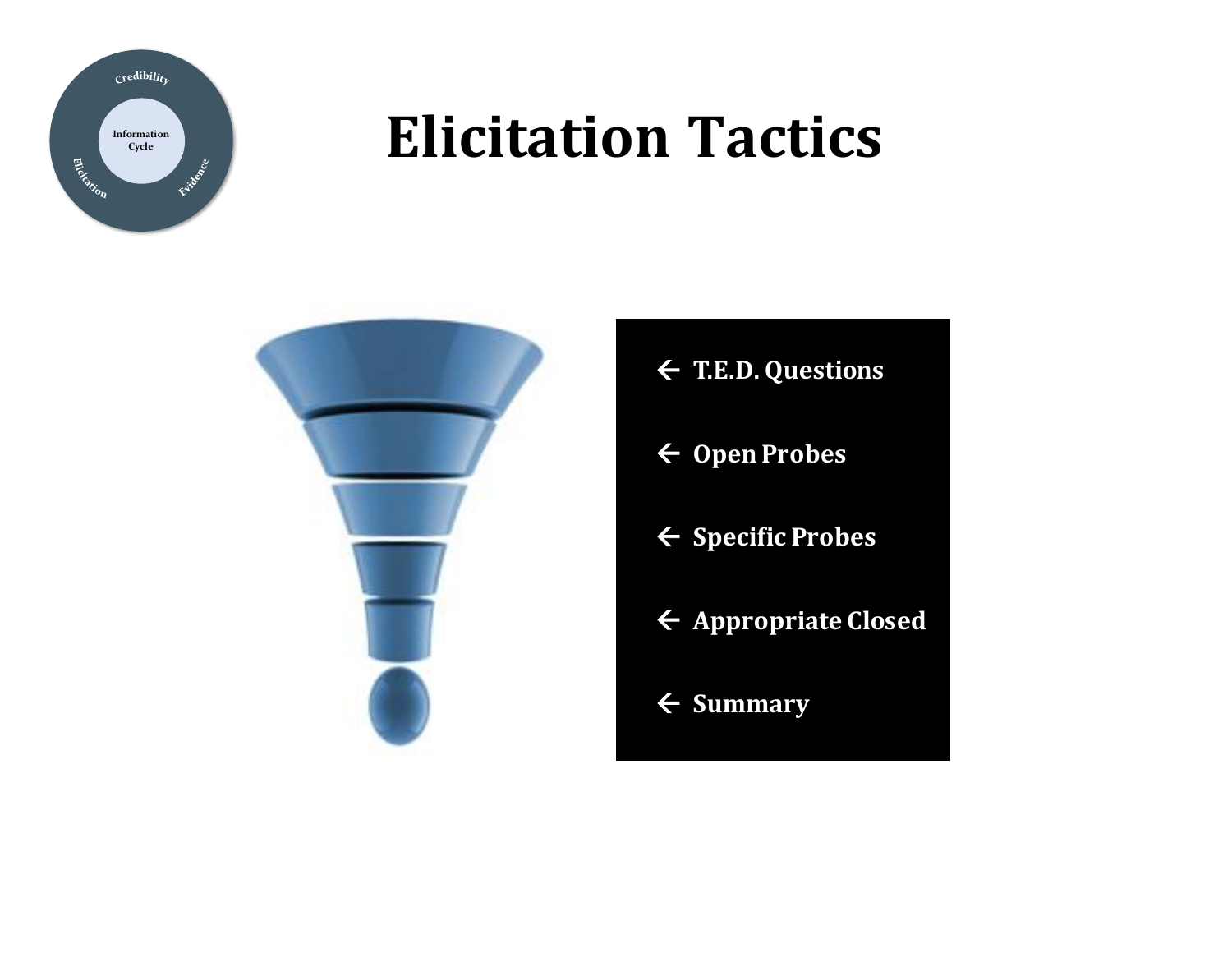# Elicitation Tactics

- ← T.E.D. Questions
- ← Open Probes
- ← Specific Probes
- ← Appropriate Closed
- ← Summary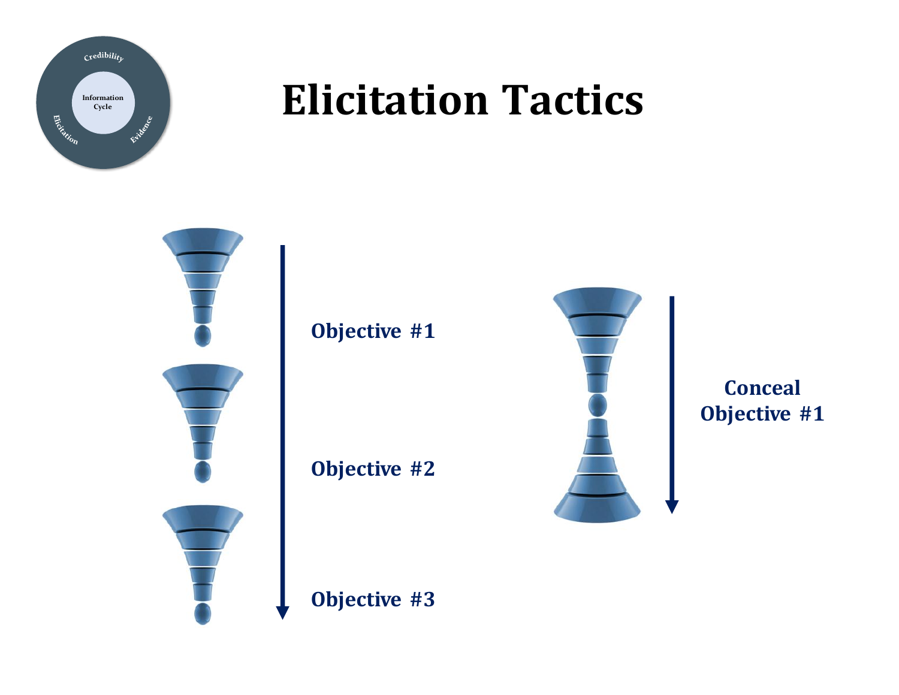Credibility

Information Cycle

Elicitation

Evidence

# Elicitation Tactics

Objective #1

Objective #2

Objective #3

Conceal Objective #1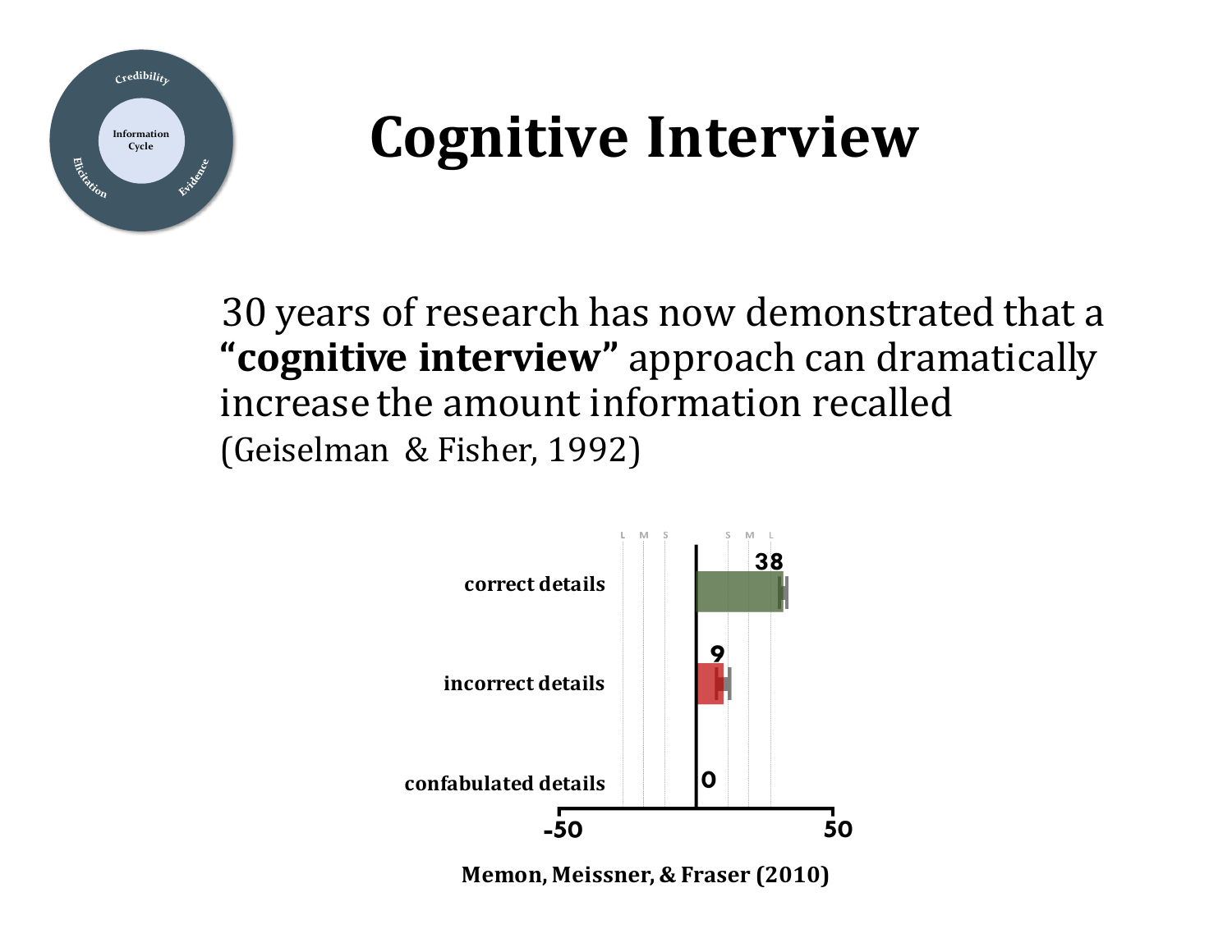# Cognitive Interview

30 years of research has now demonstrated that a **"cognitive interview"** approach can dramatically increase the amount information recalled (Geiselman & Fisher, 1992)

| | |
|---|---|
| correct details | 38 |
| incorrect details | 9 |
| confabulated details | 0 |

**Memon, Meissner, & Fraser (2010)**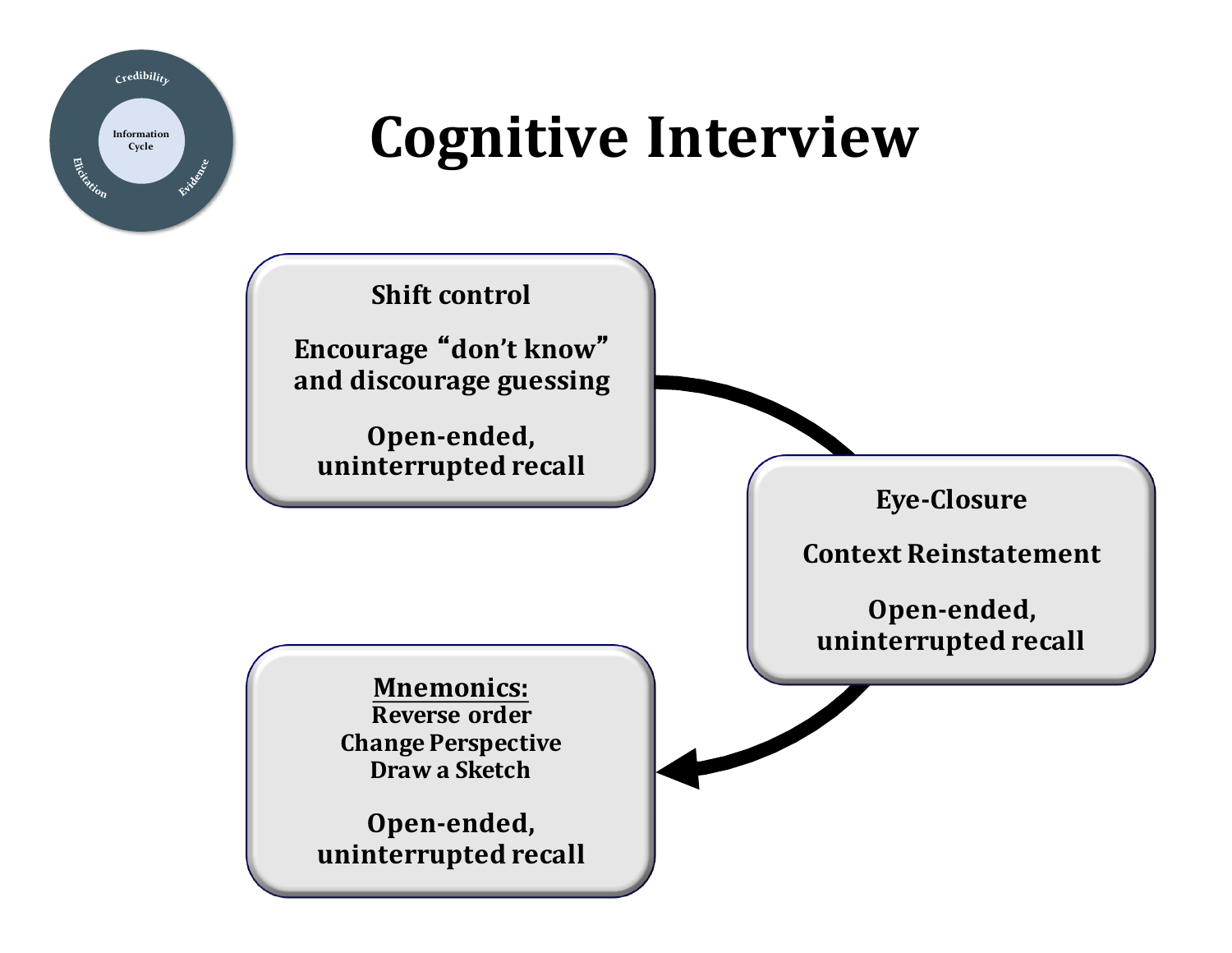Credibility

Information Cycle

Elicitation

Evidence

# Cognitive Interview

**Shift control**

**Encourage "don't know" and discourage guessing**

**Open-ended, uninterrupted recall**

**Eye-Closure**

**Context Reinstatement**

**Open-ended, uninterrupted recall**

**Mnemonics:**
**Reverse order**
**Change Perspective**
**Draw a Sketch**

**Open-ended, uninterrupted recall**